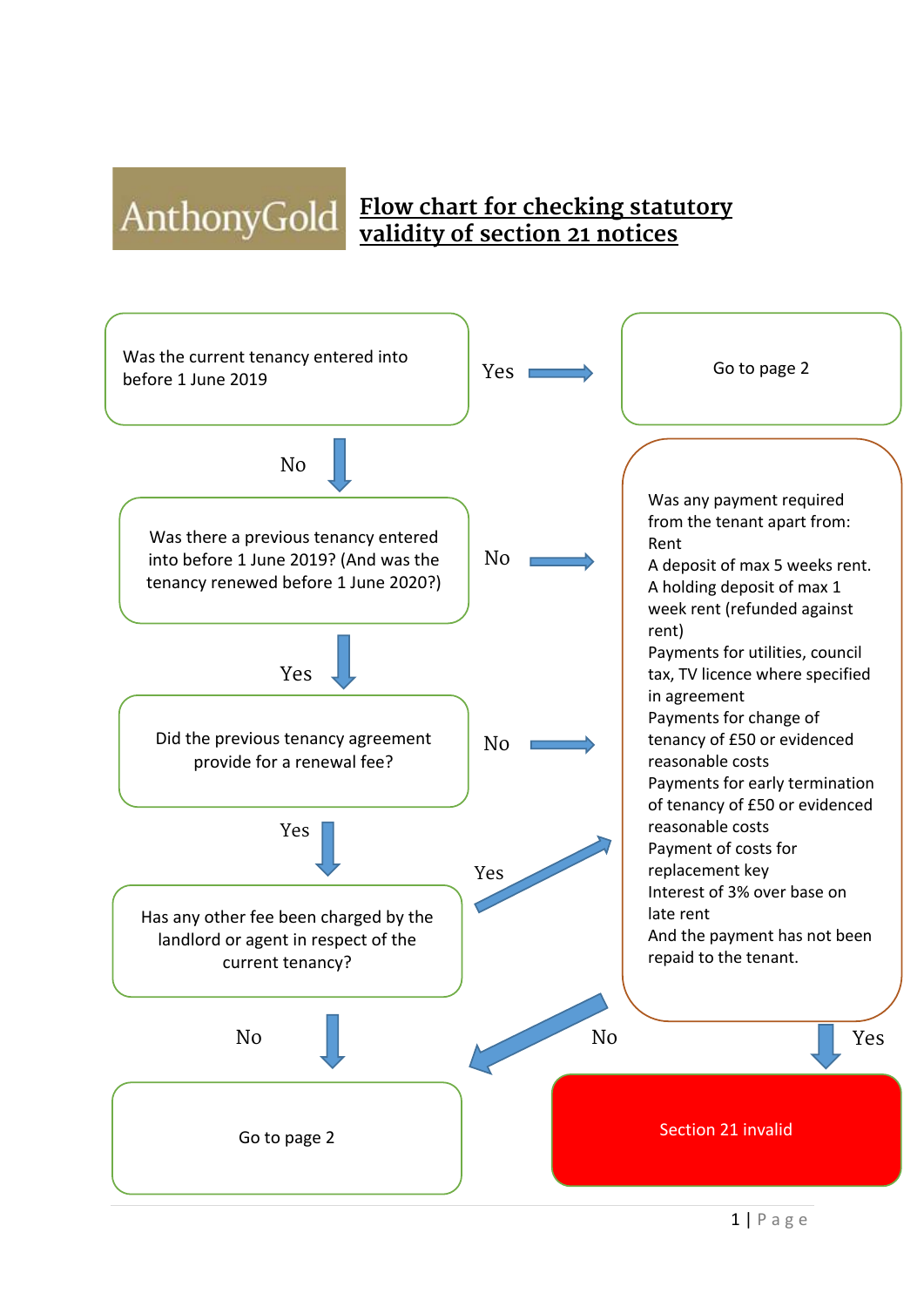AnthonyGold

# Flow chart for checking statutory validity of section 21 notices

Was the current tenancy entered into before 1 June 2019

Yes → Go to page 2

No ↓

Was there a previous tenancy entered into before 1 June 2019? (And was the tenancy renewed before 1 June 2020?)

No → [payment question box]

Yes ↓

Did the previous tenancy agreement provide for a renewal fee?

No → [payment question box]

Yes ↓

Has any other fee been charged by the landlord or agent in respect of the current tenancy?

Yes → [payment question box]

No ↓

Go to page 2

Was any payment required from the tenant apart from:
Rent
A deposit of max 5 weeks rent.
A holding deposit of max 1 week rent (refunded against rent)
Payments for utilities, council tax, TV licence where specified in agreement
Payments for change of tenancy of £50 or evidenced reasonable costs
Payments for early termination of tenancy of £50 or evidenced reasonable costs
Payment of costs for replacement key
Interest of 3% over base on late rent
And the payment has not been repaid to the tenant.

No → Go to page 2

Yes ↓

Section 21 invalid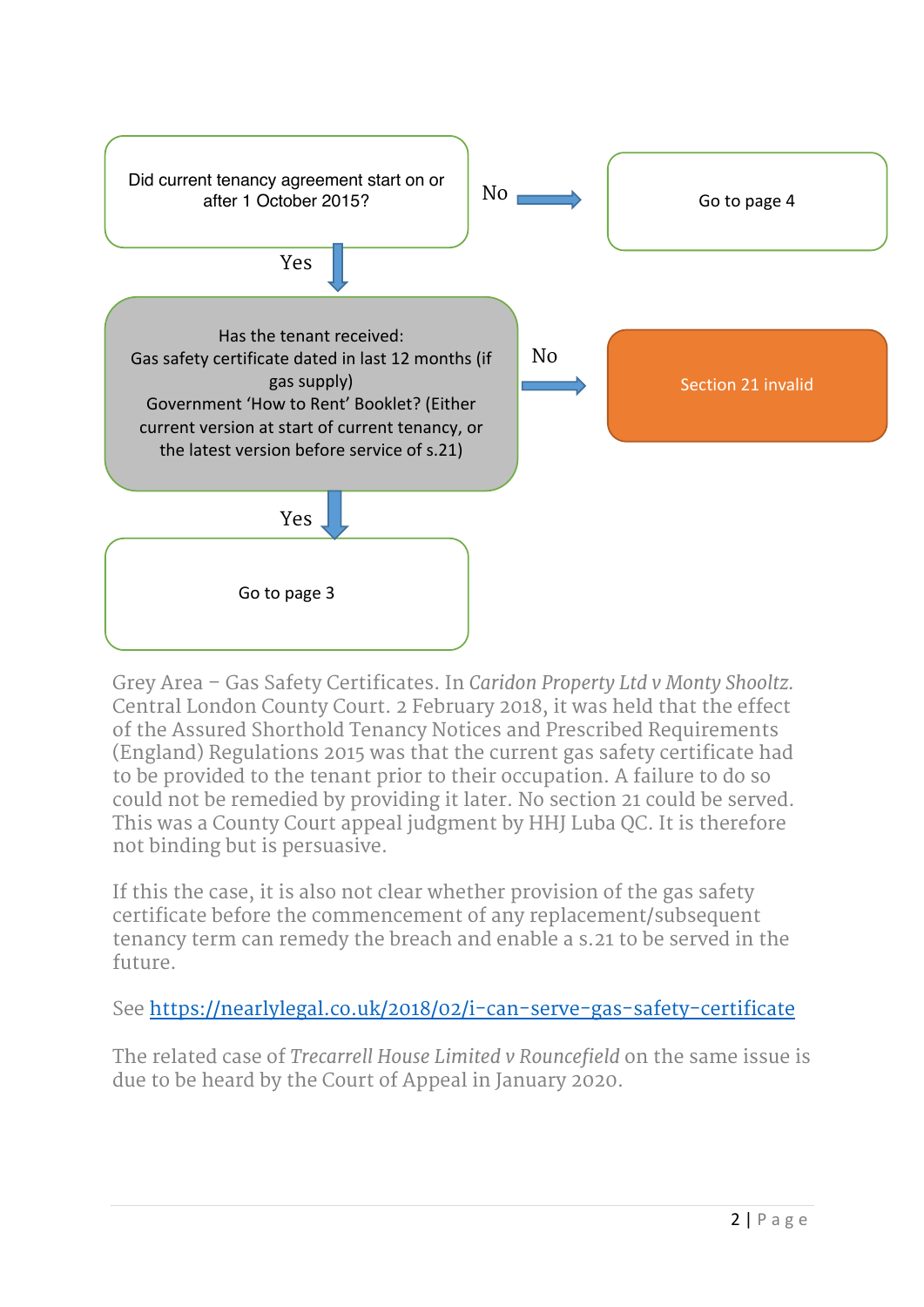Did current tenancy agreement start on or after 1 October 2015?

- **No** → Go to page 4
- **Yes** ↓

Has the tenant received:
Gas safety certificate dated in last 12 months (if gas supply)
Government 'How to Rent' Booklet? (Either current version at start of current tenancy, or the latest version before service of s.21)

- **No** → Section 21 invalid
- **Yes** ↓

Go to page 3

Grey Area – Gas Safety Certificates. In *Caridon Property Ltd v Monty Shooltz.* Central London County Court. 2 February 2018, it was held that the effect of the Assured Shorthold Tenancy Notices and Prescribed Requirements (England) Regulations 2015 was that the current gas safety certificate had to be provided to the tenant prior to their occupation. A failure to do so could not be remedied by providing it later. No section 21 could be served. This was a County Court appeal judgment by HHJ Luba QC. It is therefore not binding but is persuasive.

If this the case, it is also not clear whether provision of the gas safety certificate before the commencement of any replacement/subsequent tenancy term can remedy the breach and enable a s.21 to be served in the future.

See https://nearlylegal.co.uk/2018/02/i-can-serve-gas-safety-certificate

The related case of *Trecarrell House Limited v Rouncefield* on the same issue is due to be heard by the Court of Appeal in January 2020.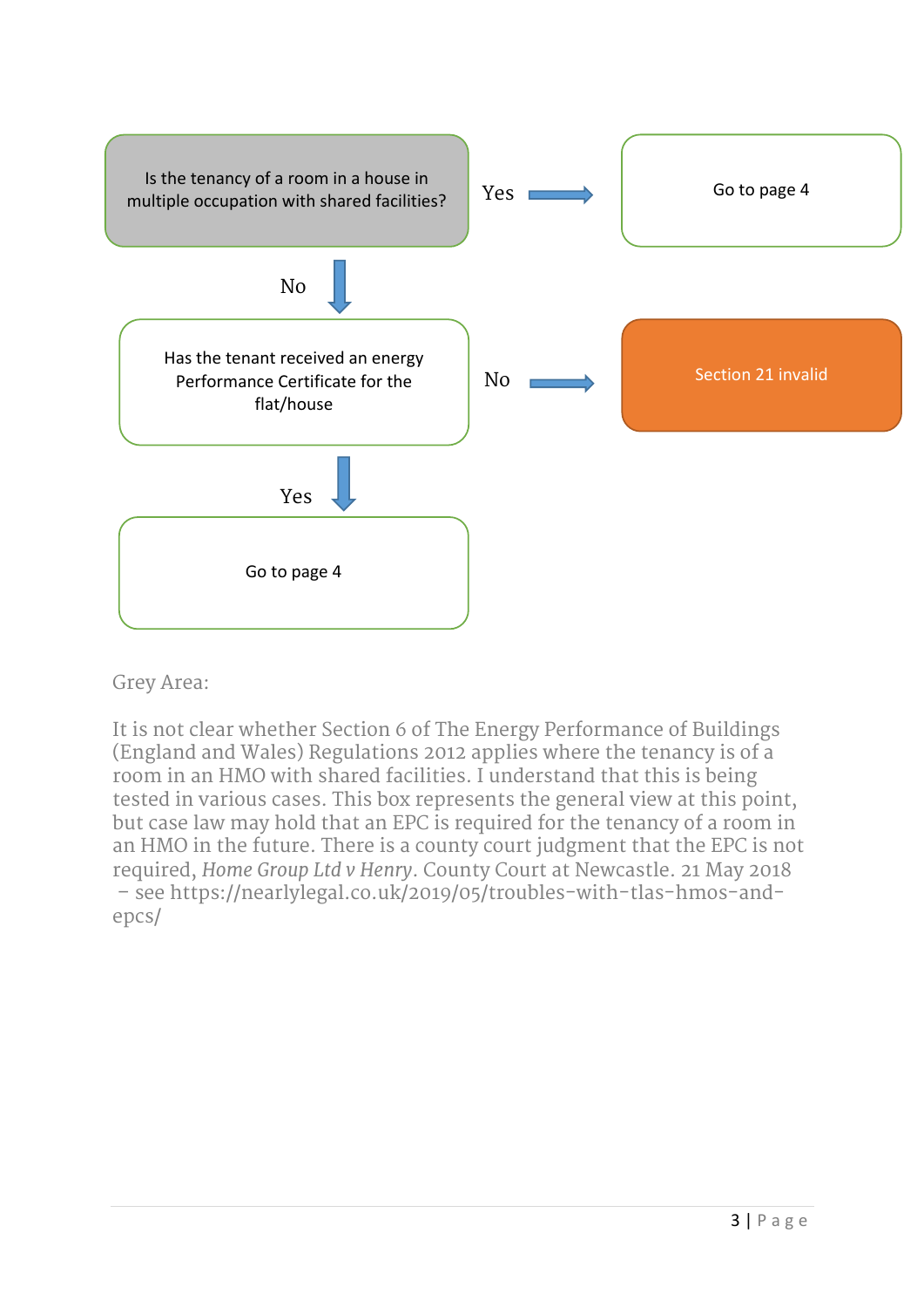Is the tenancy of a room in a house in multiple occupation with shared facilities?

- **Yes** → Go to page 4
- **No** ↓

Has the tenant received an energy Performance Certificate for the flat/house

- **No** → Section 21 invalid
- **Yes** ↓

Go to page 4

Grey Area:

It is not clear whether Section 6 of The Energy Performance of Buildings (England and Wales) Regulations 2012 applies where the tenancy is of a room in an HMO with shared facilities. I understand that this is being tested in various cases. This box represents the general view at this point, but case law may hold that an EPC is required for the tenancy of a room in an HMO in the future. There is a county court judgment that the EPC is not required, *Home Group Ltd v Henry*. County Court at Newcastle. 21 May 2018 – see https://nearlylegal.co.uk/2019/05/troubles-with-tlas-hmos-and-epcs/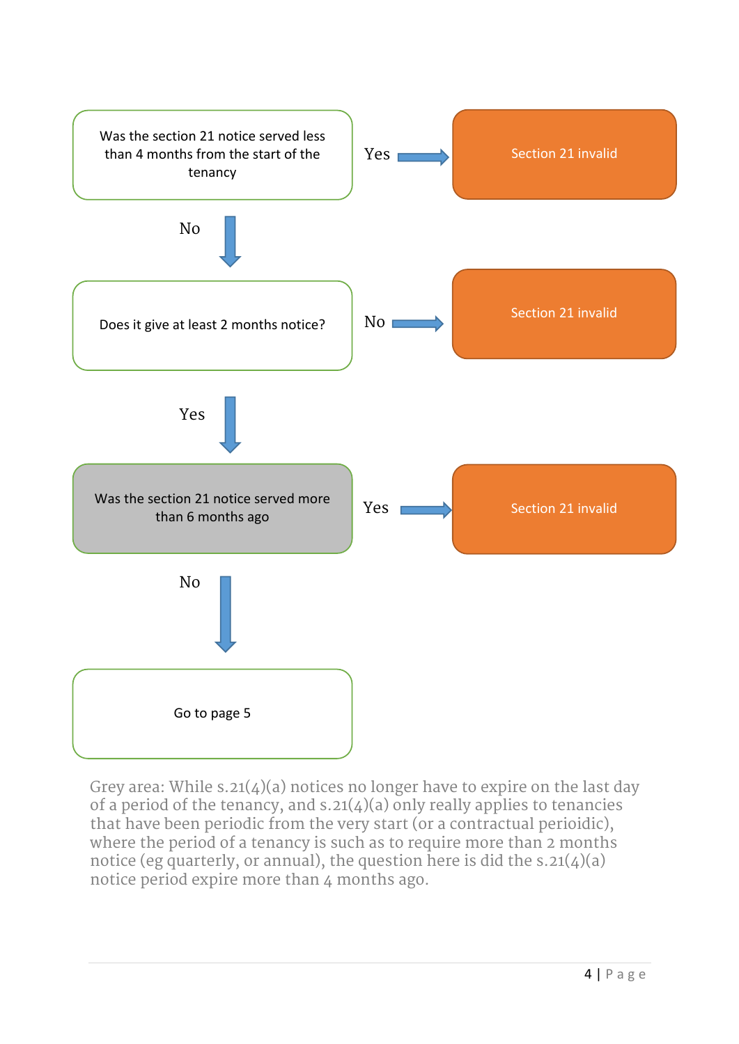Was the section 21 notice served less than 4 months from the start of the tenancy

- **Yes** → Section 21 invalid
- **No** ↓

Does it give at least 2 months notice?

- **No** → Section 21 invalid
- **Yes** ↓

Was the section 21 notice served more than 6 months ago

- **Yes** → Section 21 invalid
- **No** ↓

Go to page 5

Grey area: While s.21(4)(a) notices no longer have to expire on the last day of a period of the tenancy, and s.21(4)(a) only really applies to tenancies that have been periodic from the very start (or a contractual perioidic), where the period of a tenancy is such as to require more than 2 months notice (eg quarterly, or annual), the question here is did the s.21(4)(a) notice period expire more than 4 months ago.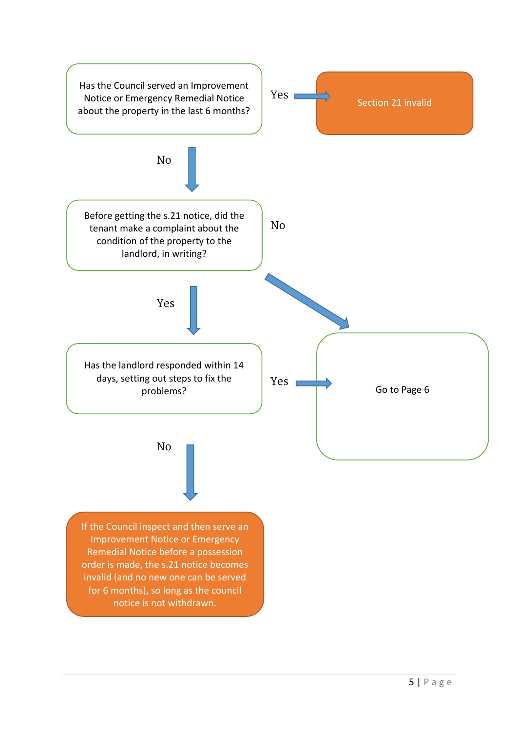Has the Council served an Improvement Notice or Emergency Remedial Notice about the property in the last 6 months?

- **Yes** → Section 21 invalid
- **No** ↓

Before getting the s.21 notice, did the tenant make a complaint about the condition of the property to the landlord, in writing?

- **No** → Go to Page 6
- **Yes** ↓

Has the landlord responded within 14 days, setting out steps to fix the problems?

- **Yes** → Go to Page 6
- **No** ↓

If the Council inspect and then serve an Improvement Notice or Emergency Remedial Notice before a possession order is made, the s.21 notice becomes invalid (and no new one can be served for 6 months), so long as the council notice is not withdrawn.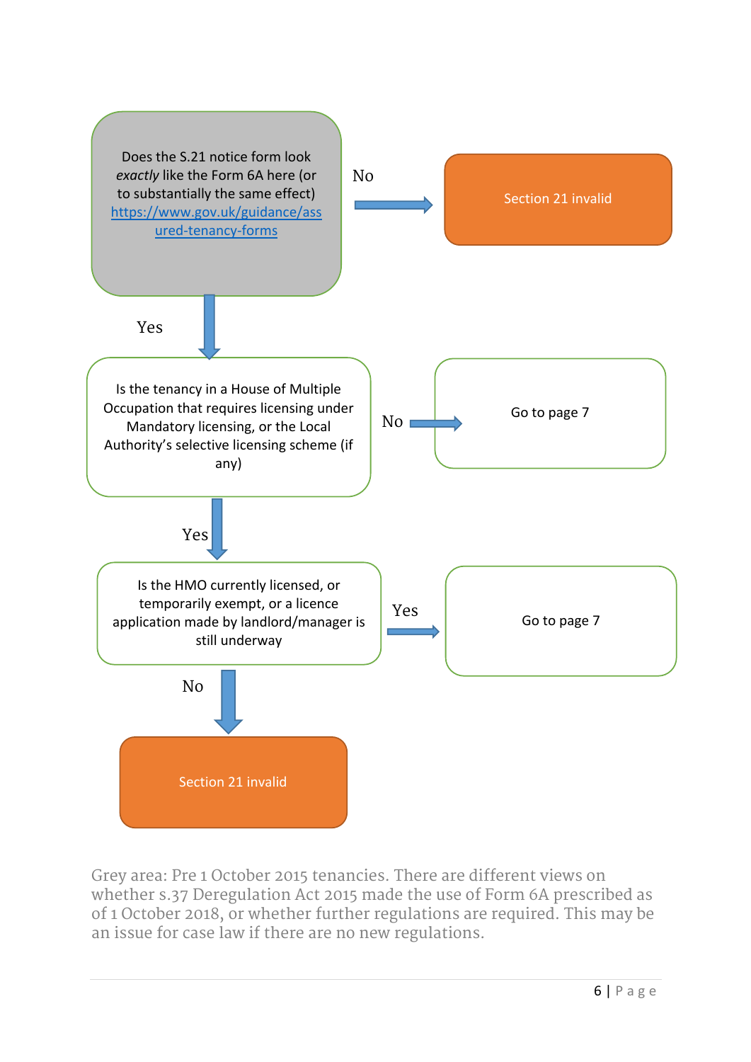Does the S.21 notice form look *exactly* like the Form 6A here (or to substantially the same effect) [https://www.gov.uk/guidance/assured-tenancy-forms](https://www.gov.uk/guidance/assured-tenancy-forms)

- **No** → Section 21 invalid
- **Yes** ↓

Is the tenancy in a House of Multiple Occupation that requires licensing under Mandatory licensing, or the Local Authority's selective licensing scheme (if any)

- **No** → Go to page 7
- **Yes** ↓

Is the HMO currently licensed, or temporarily exempt, or a licence application made by landlord/manager is still underway

- **Yes** → Go to page 7
- **No** ↓

Section 21 invalid

Grey area: Pre 1 October 2015 tenancies. There are different views on whether s.37 Deregulation Act 2015 made the use of Form 6A prescribed as of 1 October 2018, or whether further regulations are required. This may be an issue for case law if there are no new regulations.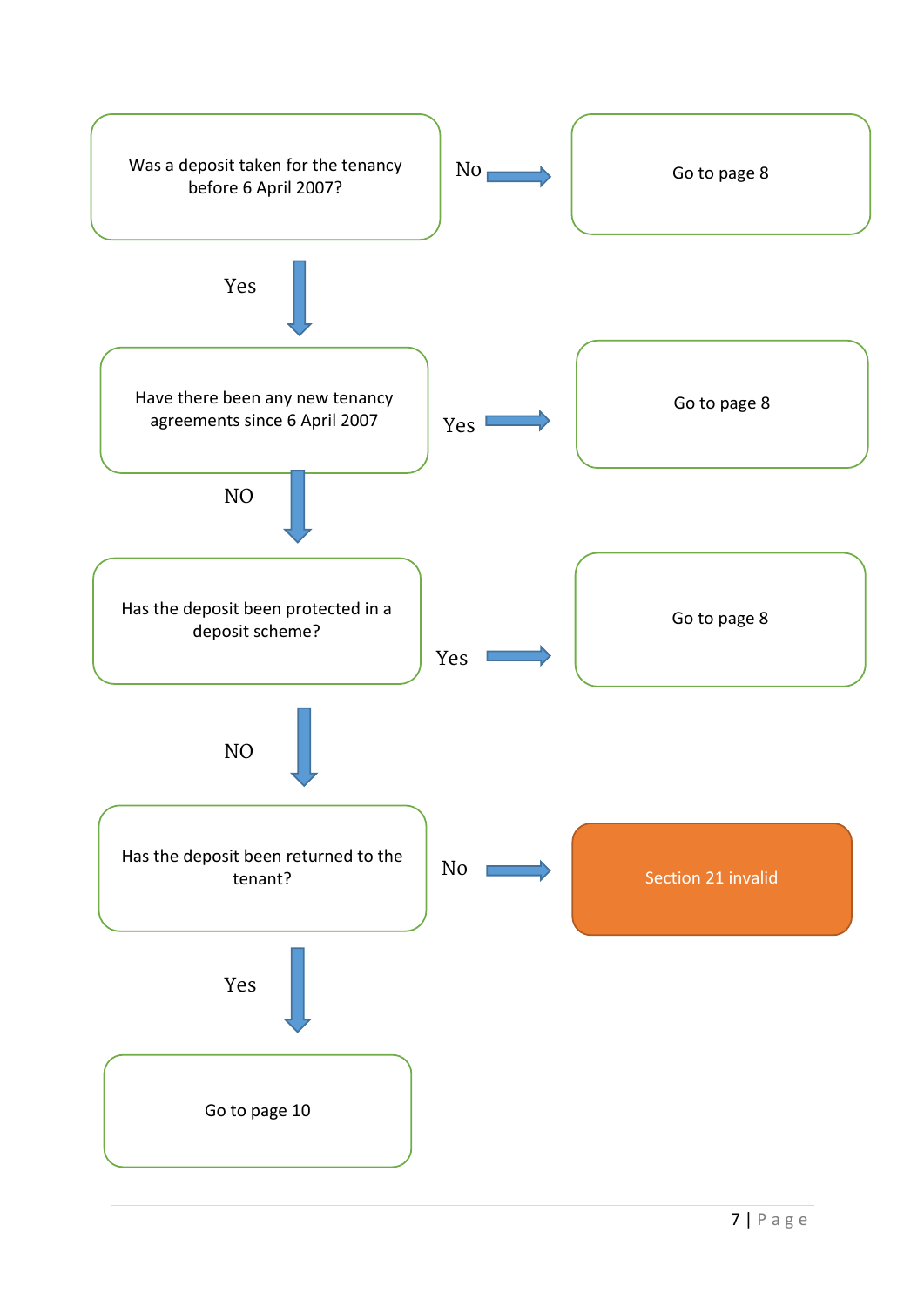Was a deposit taken for the tenancy before 6 April 2007?

- **No** → Go to page 8
- **Yes** ↓

Have there been any new tenancy agreements since 6 April 2007

- **Yes** → Go to page 8
- **NO** ↓

Has the deposit been protected in a deposit scheme?

- **Yes** → Go to page 8
- **NO** ↓

Has the deposit been returned to the tenant?

- **No** → Section 21 invalid
- **Yes** ↓

Go to page 10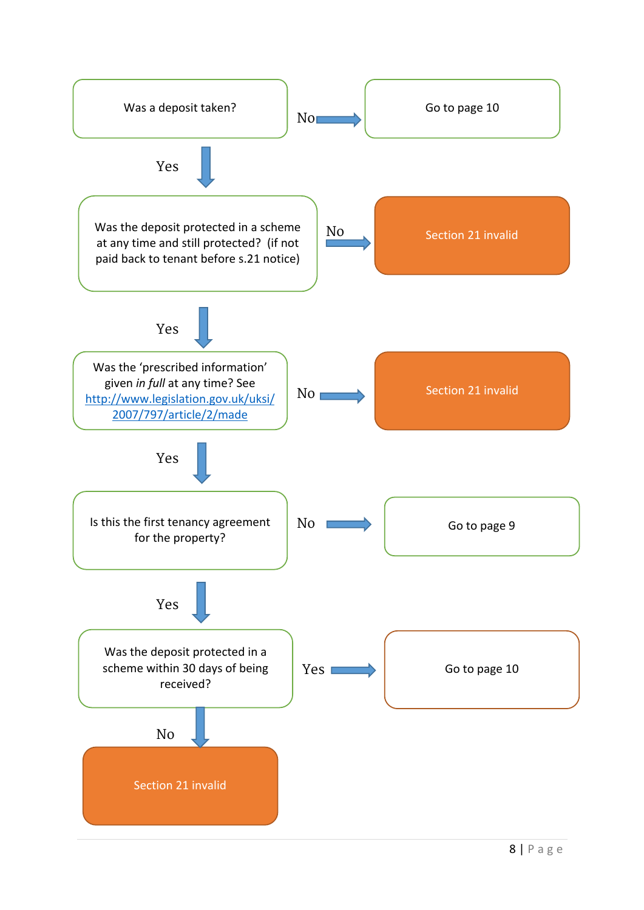Was a deposit taken?

No → Go to page 10

Yes ↓

Was the deposit protected in a scheme at any time and still protected? (if not paid back to tenant before s.21 notice)

No → Section 21 invalid

Yes ↓

Was the 'prescribed information' given *in full* at any time? See http://www.legislation.gov.uk/uksi/2007/797/article/2/made

No → Section 21 invalid

Yes ↓

Is this the first tenancy agreement for the property?

No → Go to page 9

Yes ↓

Was the deposit protected in a scheme within 30 days of being received?

Yes → Go to page 10

No ↓

Section 21 invalid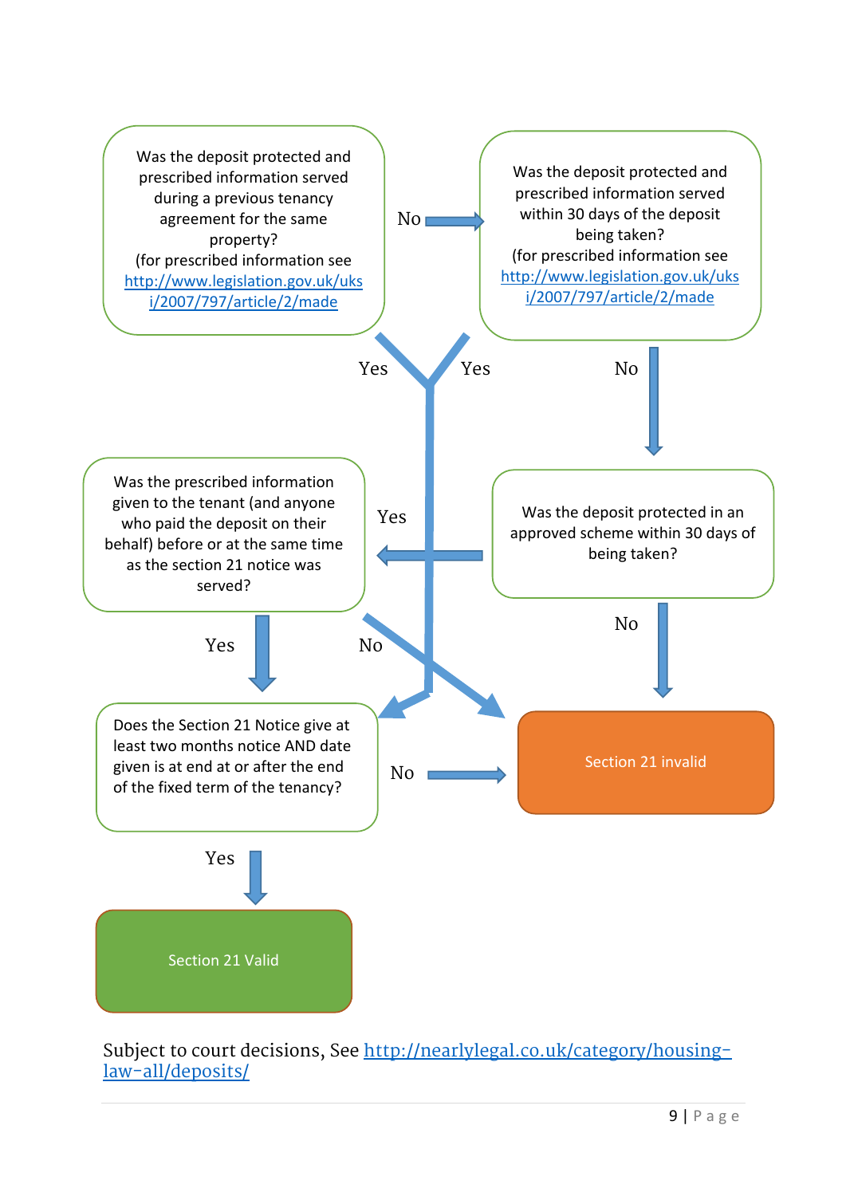Was the deposit protected and prescribed information served during a previous tenancy agreement for the same property?
(for prescribed information see http://www.legislation.gov.uk/uksi/2007/797/article/2/made

No

Was the deposit protected and prescribed information served within 30 days of the deposit being taken?
(for prescribed information see http://www.legislation.gov.uk/uksi/2007/797/article/2/made

Yes

Yes

No

Was the prescribed information given to the tenant (and anyone who paid the deposit on their behalf) before or at the same time as the section 21 notice was served?

Yes

Was the deposit protected in an approved scheme within 30 days of being taken?

Yes

No

No

Does the Section 21 Notice give at least two months notice AND date given is at end at or after the end of the fixed term of the tenancy?

No

Section 21 invalid

Yes

Section 21 Valid

Subject to court decisions, See http://nearlylegal.co.uk/category/housing-law-all/deposits/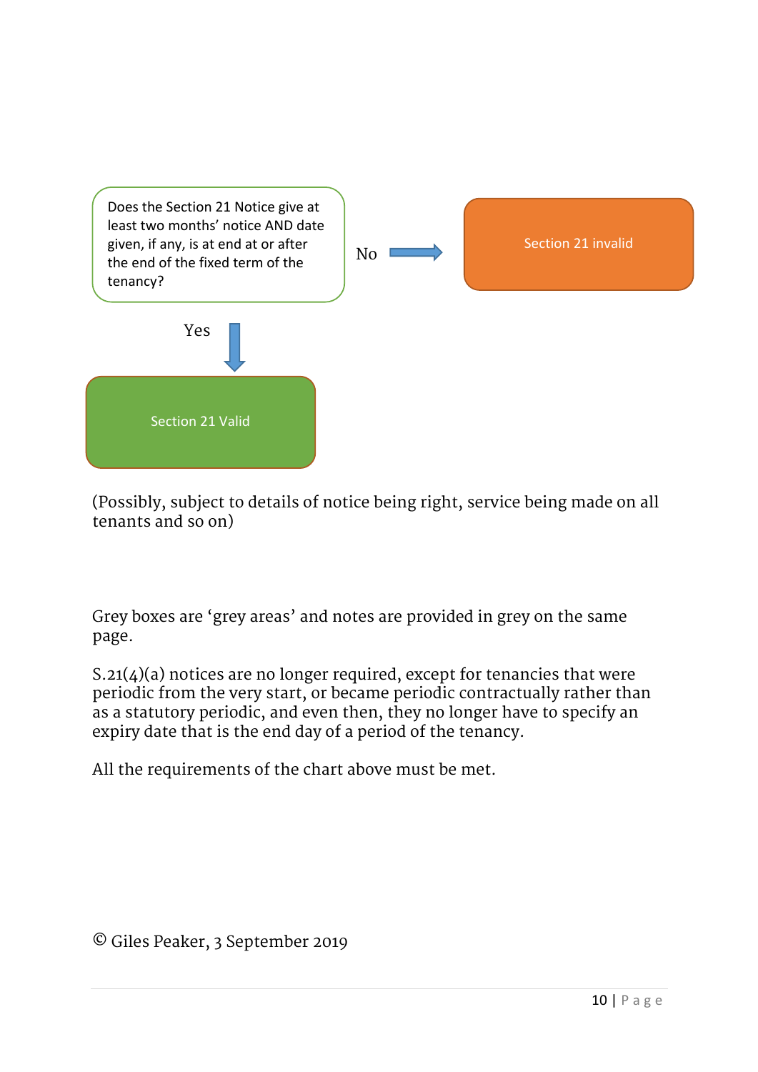Does the Section 21 Notice give at least two months' notice AND date given, if any, is at end at or after the end of the fixed term of the tenancy?

No → Section 21 invalid

Yes → Section 21 Valid

(Possibly, subject to details of notice being right, service being made on all tenants and so on)

Grey boxes are 'grey areas' and notes are provided in grey on the same page.

S.21(4)(a) notices are no longer required, except for tenancies that were periodic from the very start, or became periodic contractually rather than as a statutory periodic, and even then, they no longer have to specify an expiry date that is the end day of a period of the tenancy.

All the requirements of the chart above must be met.

© Giles Peaker, 3 September 2019